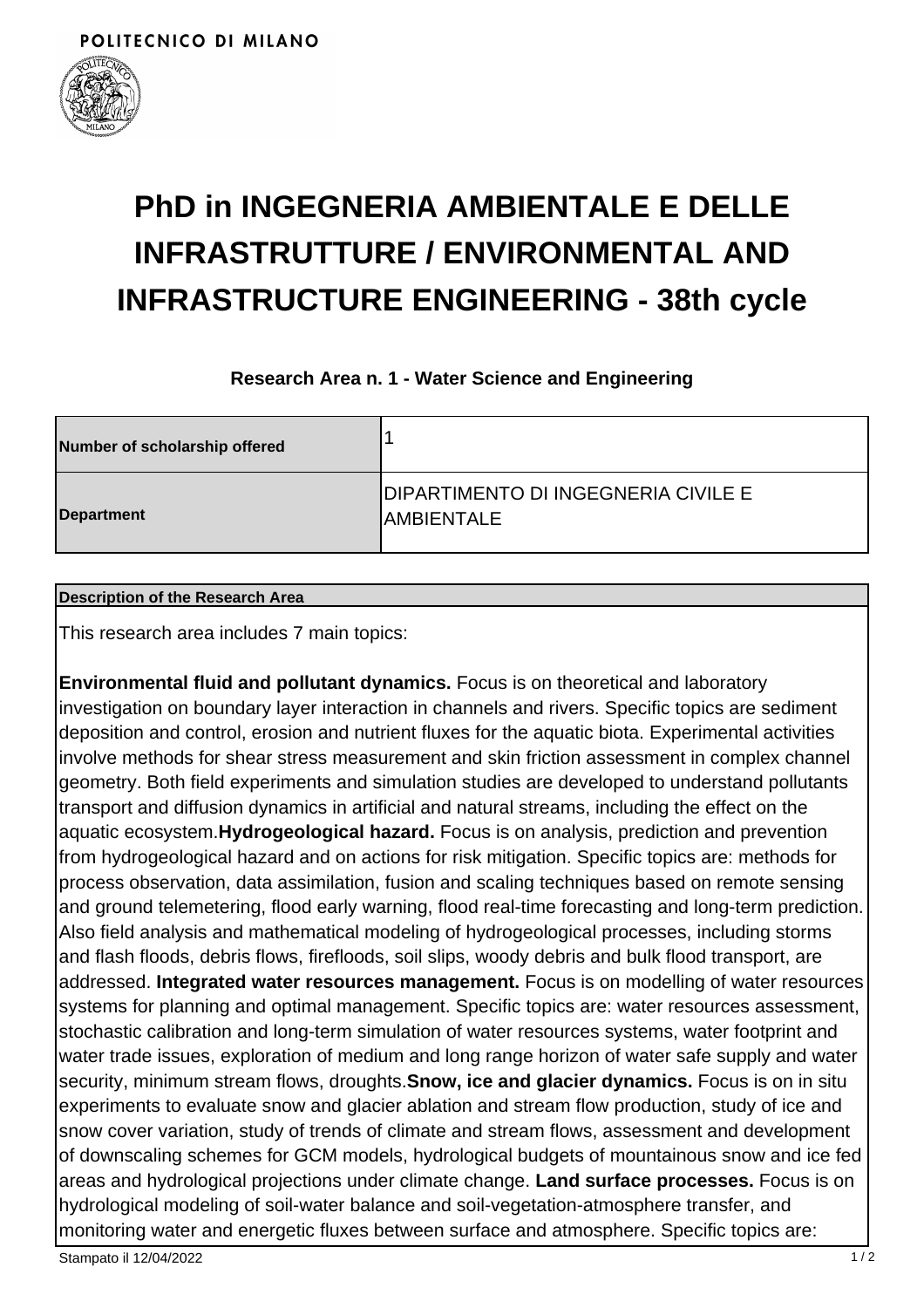POLITECNICO DI MILANO

# PhD in INGEGNERIA AMBIENTALE E DELLE INFRASTRUTTURE / ENVIRONMENTAL AND INFRASTRUCTURE ENGINEERING - 38th cycle

### Research Area n. 1 - Water Science and Engineering

| Number of scholarship offered | 1 |
|---|---|
| Department | DIPARTIMENTO DI INGEGNERIA CIVILE E AMBIENTALE |

| Description of the Research Area |
|---|
| This research area includes 7 main topics:<br><br>**Environmental fluid and pollutant dynamics.** Focus is on theoretical and laboratory investigation on boundary layer interaction in channels and rivers. Specific topics are sediment deposition and control, erosion and nutrient fluxes for the aquatic biota. Experimental activities involve methods for shear stress measurement and skin friction assessment in complex channel geometry. Both field experiments and simulation studies are developed to understand pollutants transport and diffusion dynamics in artificial and natural streams, including the effect on the aquatic ecosystem.**Hydrogeological hazard.** Focus is on analysis, prediction and prevention from hydrogeological hazard and on actions for risk mitigation. Specific topics are: methods for process observation, data assimilation, fusion and scaling techniques based on remote sensing and ground telemetering, flood early warning, flood real-time forecasting and long-term prediction. Also field analysis and mathematical modeling of hydrogeological processes, including storms and flash floods, debris flows, firefloods, soil slips, woody debris and bulk flood transport, are addressed. **Integrated water resources management.** Focus is on modelling of water resources systems for planning and optimal management. Specific topics are: water resources assessment, stochastic calibration and long-term simulation of water resources systems, water footprint and water trade issues, exploration of medium and long range horizon of water safe supply and water security, minimum stream flows, droughts.**Snow, ice and glacier dynamics.** Focus is on in situ experiments to evaluate snow and glacier ablation and stream flow production, study of ice and snow cover variation, study of trends of climate and stream flows, assessment and development of downscaling schemes for GCM models, hydrological budgets of mountainous snow and ice fed areas and hydrological projections under climate change. **Land surface processes.** Focus is on hydrological modeling of soil-water balance and soil-vegetation-atmosphere transfer, and monitoring water and energetic fluxes between surface and atmosphere. Specific topics are: |

Stampato il 12/04/2022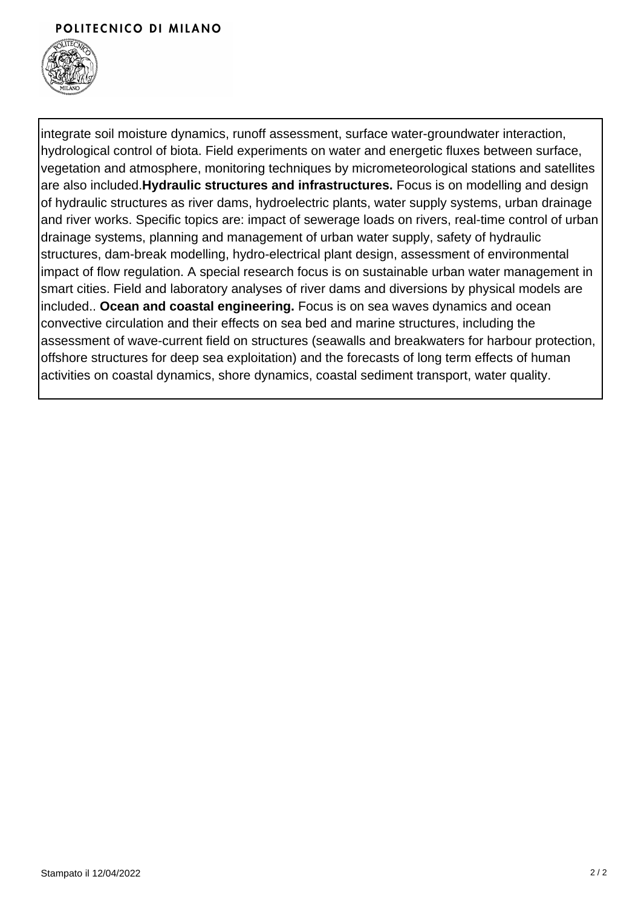integrate soil moisture dynamics, runoff assessment, surface water-groundwater interaction, hydrological control of biota. Field experiments on water and energetic fluxes between surface, vegetation and atmosphere, monitoring techniques by micrometeorological stations and satellites are also included.**Hydraulic structures and infrastructures.** Focus is on modelling and design of hydraulic structures as river dams, hydroelectric plants, water supply systems, urban drainage and river works. Specific topics are: impact of sewerage loads on rivers, real-time control of urban drainage systems, planning and management of urban water supply, safety of hydraulic structures, dam-break modelling, hydro-electrical plant design, assessment of environmental impact of flow regulation. A special research focus is on sustainable urban water management in smart cities. Field and laboratory analyses of river dams and diversions by physical models are included.. **Ocean and coastal engineering.** Focus is on sea waves dynamics and ocean convective circulation and their effects on sea bed and marine structures, including the assessment of wave-current field on structures (seawalls and breakwaters for harbour protection, offshore structures for deep sea exploitation) and the forecasts of long term effects of human activities on coastal dynamics, shore dynamics, coastal sediment transport, water quality.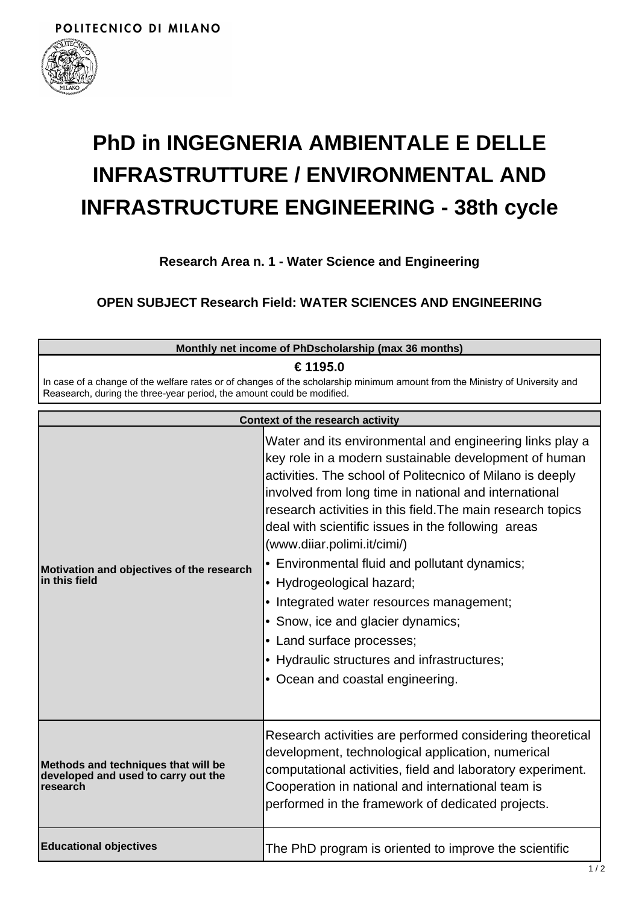POLITECNICO DI MILANO

# PhD in INGEGNERIA AMBIENTALE E DELLE INFRASTRUTTURE / ENVIRONMENTAL AND INFRASTRUCTURE ENGINEERING - 38th cycle

### Research Area n. 1 - Water Science and Engineering

### OPEN SUBJECT Research Field: WATER SCIENCES AND ENGINEERING

| Monthly net income of PhDscholarship (max 36 months) |
|---|
| **€ 1195.0**<br>In case of a change of the welfare rates or of changes of the scholarship minimum amount from the Ministry of University and Reasearch, during the three-year period, the amount could be modified. |

| Context of the research activity | |
|---|---|
| **Motivation and objectives of the research in this field** | Water and its environmental and engineering links play a key role in a modern sustainable development of human activities. The school of Politecnico of Milano is deeply involved from long time in national and international research activities in this field.The main research topics deal with scientific issues in the following areas (www.diiar.polimi.it/cimi/)<br>• Environmental fluid and pollutant dynamics;<br>• Hydrogeological hazard;<br>• Integrated water resources management;<br>• Snow, ice and glacier dynamics;<br>• Land surface processes;<br>• Hydraulic structures and infrastructures;<br>• Ocean and coastal engineering. |
| **Methods and techniques that will be developed and used to carry out the research** | Research activities are performed considering theoretical development, technological application, numerical computational activities, field and laboratory experiment. Cooperation in national and international team is performed in the framework of dedicated projects. |
| **Educational objectives** | The PhD program is oriented to improve the scientific |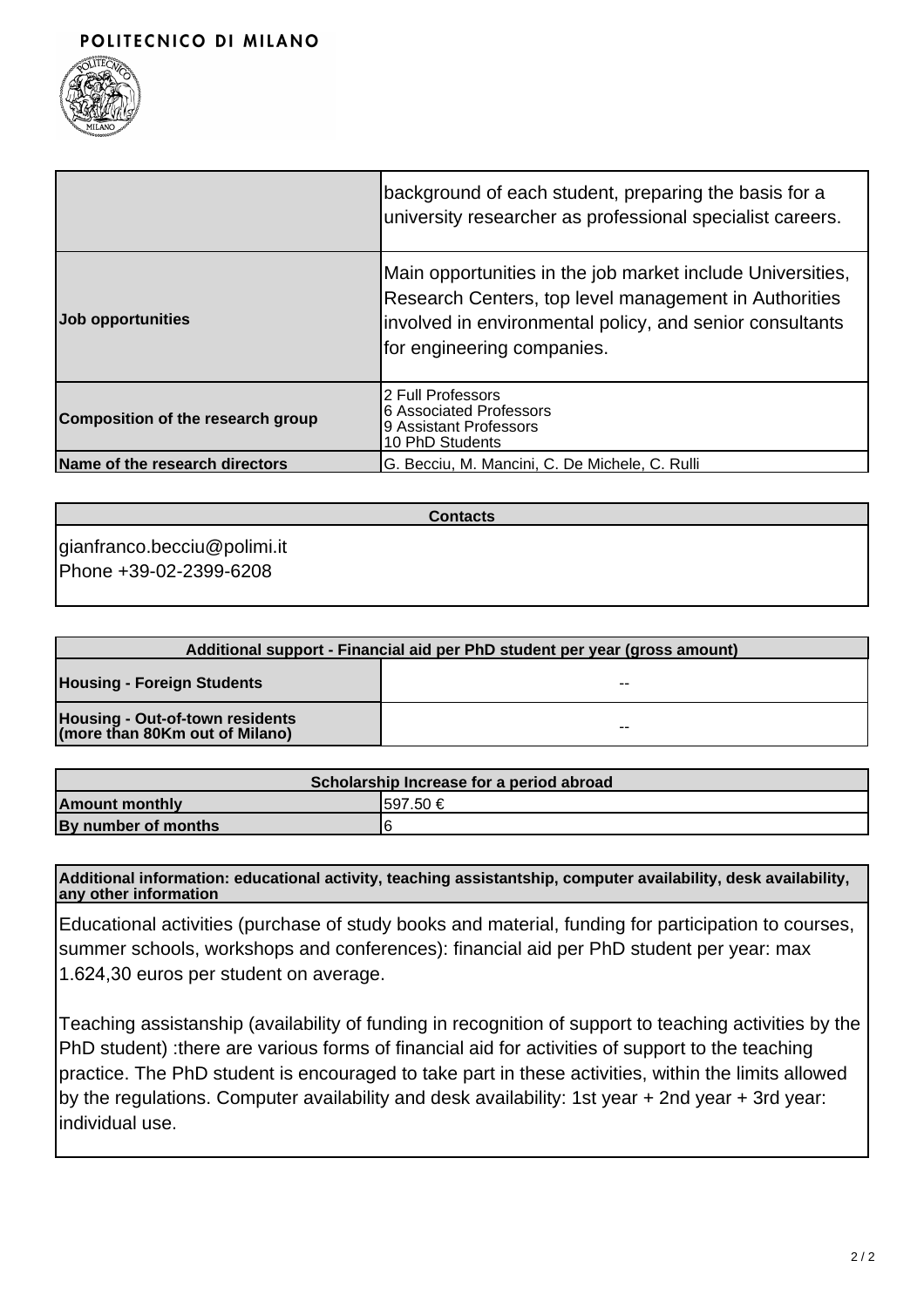POLITECNICO DI MILANO

| | |
|---|---|
| | background of each student, preparing the basis for a university researcher as professional specialist careers. |
| **Job opportunities** | Main opportunities in the job market include Universities, Research Centers, top level management in Authorities involved in environmental policy, and senior consultants for engineering companies. |
| **Composition of the research group** | 2 Full Professors<br>6 Associated Professors<br>9 Assistant Professors<br>10 PhD Students |
| **Name of the research directors** | G. Becciu, M. Mancini, C. De Michele, C. Rulli |

| **Contacts** |
|---|
| gianfranco.becciu@polimi.it<br>Phone +39-02-2399-6208 |

| **Additional support - Financial aid per PhD student per year (gross amount)** | |
|---|---|
| **Housing - Foreign Students** | -- |
| **Housing - Out-of-town residents (more than 80Km out of Milano)** | -- |

| **Scholarship Increase for a period abroad** | |
|---|---|
| **Amount monthly** | 597.50 € |
| **By number of months** | 6 |

**Additional information: educational activity, teaching assistantship, computer availability, desk availability, any other information**

Educational activities (purchase of study books and material, funding for participation to courses, summer schools, workshops and conferences): financial aid per PhD student per year: max 1.624,30 euros per student on average.

Teaching assistanship (availability of funding in recognition of support to teaching activities by the PhD student) :there are various forms of financial aid for activities of support to the teaching practice. The PhD student is encouraged to take part in these activities, within the limits allowed by the regulations. Computer availability and desk availability: 1st year + 2nd year + 3rd year: individual use.